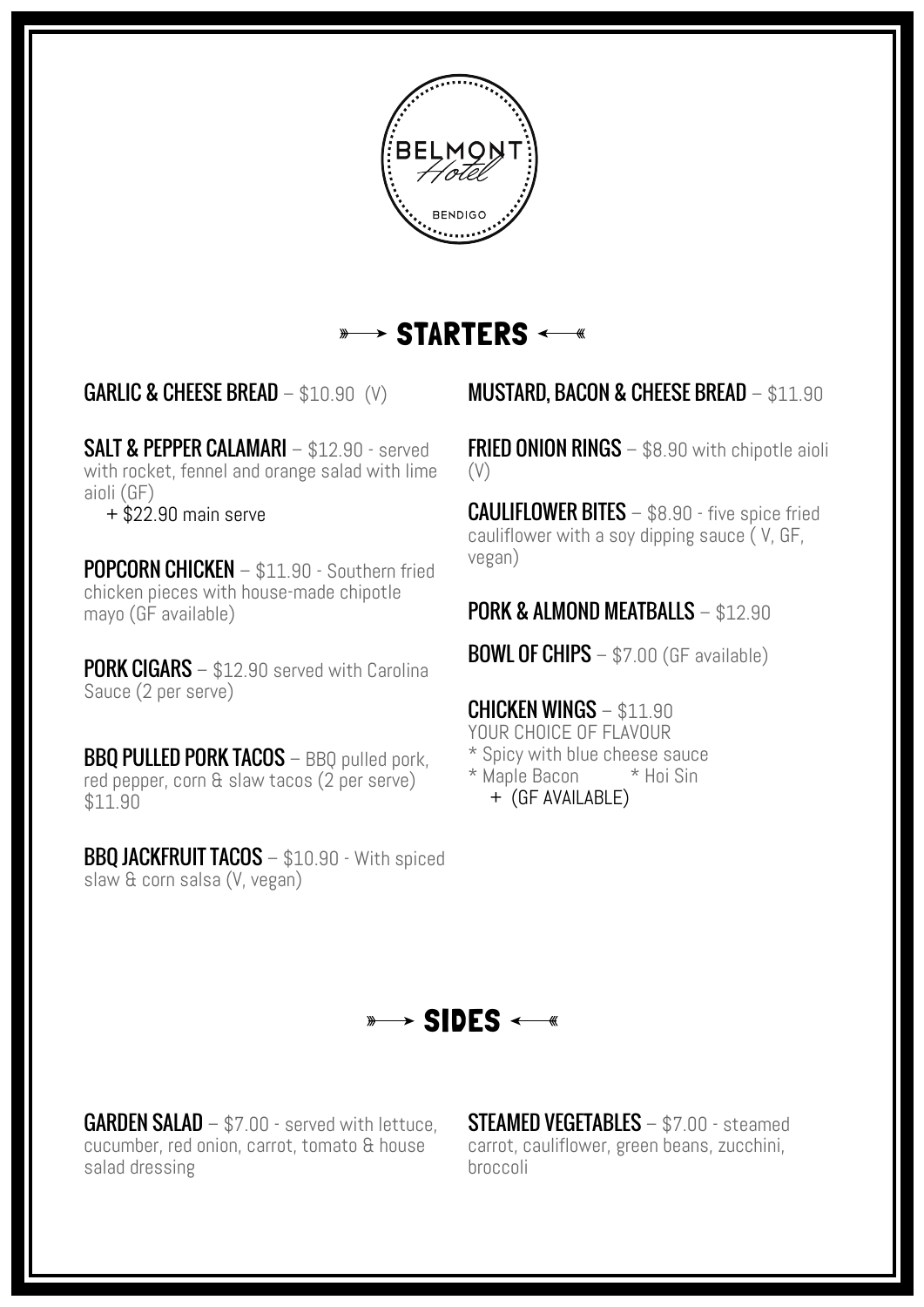BELMONT
Hotel
BENDIGO

## STARTERS

**GARLIC & CHEESE BREAD** – $10.90 (V)

**SALT & PEPPER CALAMARI** – $12.90 - served with rocket, fennel and orange salad with lime aioli (GF)
+ $22.90 main serve

**POPCORN CHICKEN** – $11.90 - Southern fried chicken pieces with house-made chipotle mayo (GF available)

**PORK CIGARS** – $12.90 served with Carolina Sauce (2 per serve)

**BBQ PULLED PORK TACOS** – BBQ pulled pork, red pepper, corn & slaw tacos (2 per serve) $11.90

**BBQ JACKFRUIT TACOS** – $10.90 - With spiced slaw & corn salsa (V, vegan)

**MUSTARD, BACON & CHEESE BREAD** – $11.90

**FRIED ONION RINGS** – $8.90 with chipotle aioli (V)

**CAULIFLOWER BITES** – $8.90 - five spice fried cauliflower with a soy dipping sauce ( V, GF, vegan)

**PORK & ALMOND MEATBALLS** – $12.90

**BOWL OF CHIPS** – $7.00 (GF available)

**CHICKEN WINGS** – $11.90
YOUR CHOICE OF FLAVOUR
* Spicy with blue cheese sauce
* Maple Bacon * Hoi Sin
+ (GF AVAILABLE)

## SIDES

**GARDEN SALAD** – $7.00 - served with lettuce, cucumber, red onion, carrot, tomato & house salad dressing

**STEAMED VEGETABLES** – $7.00 - steamed carrot, cauliflower, green beans, zucchini, broccoli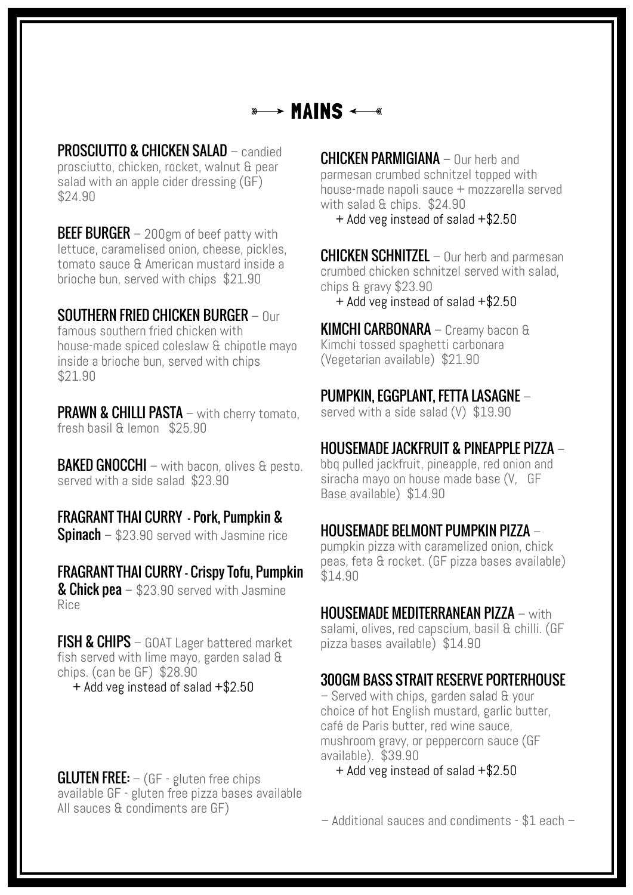# MAINS

**PROSCIUTTO & CHICKEN SALAD** – candied prosciutto, chicken, rocket, walnut & pear salad with an apple cider dressing (GF) $24.90

**BEEF BURGER** – 200gm of beef patty with lettuce, caramelised onion, cheese, pickles, tomato sauce & American mustard inside a brioche bun, served with chips $21.90

**SOUTHERN FRIED CHICKEN BURGER** – Our famous southern fried chicken with house-made spiced coleslaw & chipotle mayo inside a brioche bun, served with chips $21.90

**PRAWN & CHILLI PASTA** – with cherry tomato, fresh basil & lemon $25.90

**BAKED GNOCCHI** – with bacon, olives & pesto. served with a side salad $23.90

**FRAGRANT THAI CURRY - Pork, Pumpkin & Spinach** – $23.90 served with Jasmine rice

**FRAGRANT THAI CURRY - Crispy Tofu, Pumpkin & Chick pea** – $23.90 served with Jasmine Rice

**FISH & CHIPS** – GOAT Lager battered market fish served with lime mayo, garden salad & chips. (can be GF) $28.90
+ Add veg instead of salad +$2.50

**GLUTEN FREE:** – (GF - gluten free chips available GF - gluten free pizza bases available All sauces & condiments are GF)

**CHICKEN PARMIGIANA** – Our herb and parmesan crumbed schnitzel topped with house-made napoli sauce + mozzarella served with salad & chips. $24.90
+ Add veg instead of salad +$2.50

**CHICKEN SCHNITZEL** – Our herb and parmesan crumbed chicken schnitzel served with salad, chips & gravy $23.90
+ Add veg instead of salad +$2.50

**KIMCHI CARBONARA** – Creamy bacon & Kimchi tossed spaghetti carbonara (Vegetarian available) $21.90

**PUMPKIN, EGGPLANT, FETTA LASAGNE** – served with a side salad (V) $19.90

**HOUSEMADE JACKFRUIT & PINEAPPLE PIZZA** – bbq pulled jackfruit, pineapple, red onion and siracha mayo on house made base (V, GF Base available) $14.90

**HOUSEMADE BELMONT PUMPKIN PIZZA** – pumpkin pizza with caramelized onion, chick peas, feta & rocket. (GF pizza bases available) $14.90

**HOUSEMADE MEDITERRANEAN PIZZA** – with salami, olives, red capscium, basil & chilli. (GF pizza bases available) $14.90

**300GM BASS STRAIT RESERVE PORTERHOUSE** – Served with chips, garden salad & your choice of hot English mustard, garlic butter, café de Paris butter, red wine sauce, mushroom gravy, or peppercorn sauce (GF available). $39.90
+ Add veg instead of salad +$2.50

– Additional sauces and condiments - $1 each –